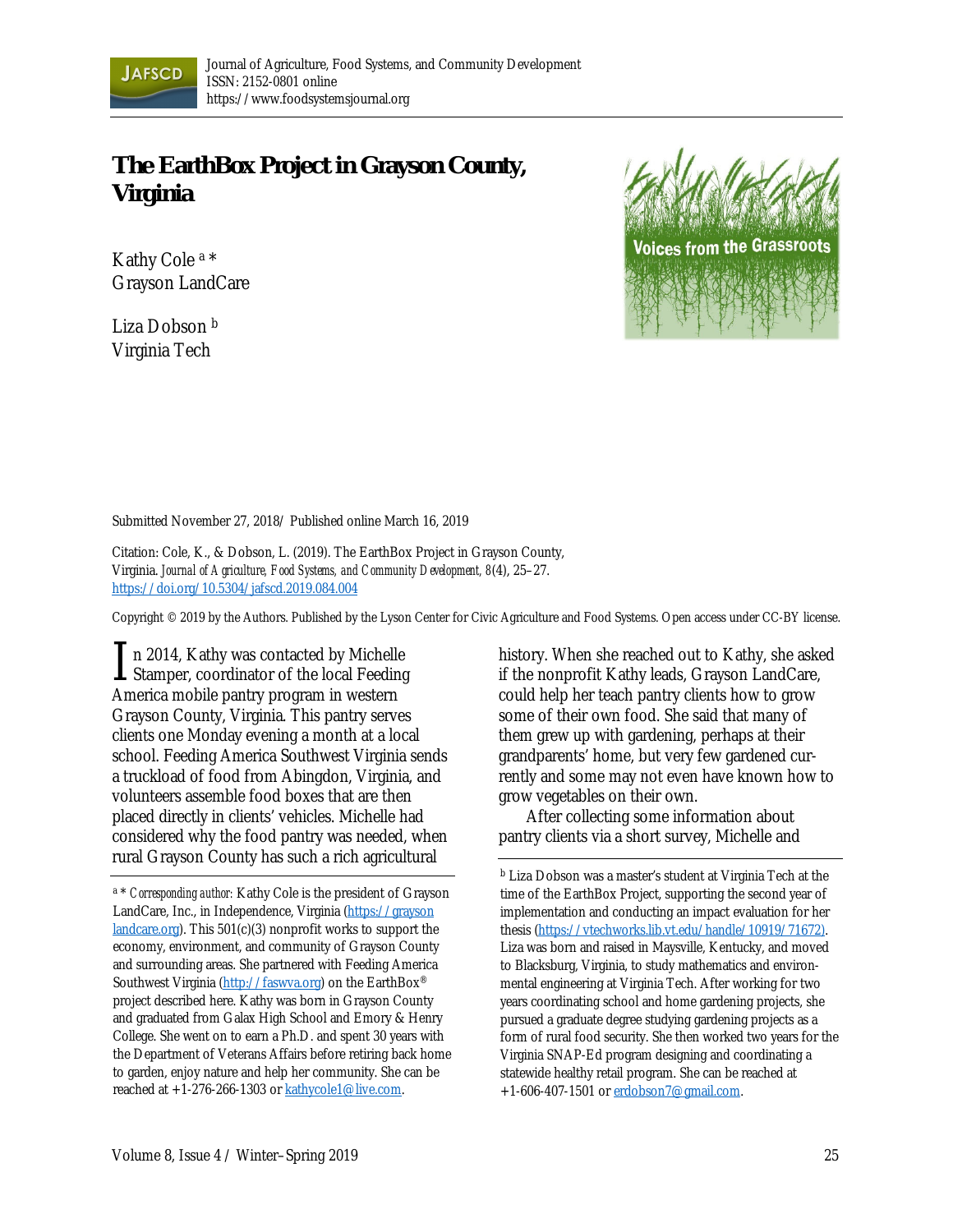Journal of Agriculture, Food Systems, and Community Development
ISSN: 2152-0801 online
https://www.foodsystemsjournal.org

# The EarthBox Project in Grayson County, Virginia

Kathy Cole [a] *
Grayson LandCare

Liza Dobson [b]
Virginia Tech

Submitted November 27, 2018 / Published online March 16, 2019

Citation: Cole, K., & Dobson, L. (2019). The EarthBox Project in Grayson County, Virginia. *Journal of Agriculture, Food Systems, and Community Development, 8*(4), 25–27. https://doi.org/10.5304/jafscd.2019.084.004

Copyright © 2019 by the Authors. Published by the Lyson Center for Civic Agriculture and Food Systems. Open access under CC-BY license.

In 2014, Kathy was contacted by Michelle Stamper, coordinator of the local Feeding America mobile pantry program in western Grayson County, Virginia. This pantry serves clients one Monday evening a month at a local school. Feeding America Southwest Virginia sends a truckload of food from Abingdon, Virginia, and volunteers assemble food boxes that are then placed directly in clients' vehicles. Michelle had considered why the food pantry was needed, when rural Grayson County has such a rich agricultural history. When she reached out to Kathy, she asked if the nonprofit Kathy leads, Grayson LandCare, could help her teach pantry clients how to grow some of their own food. She said that many of them grew up with gardening, perhaps at their grandparents' home, but very few gardened currently and some may not even have known how to grow vegetables on their own.

After collecting some information about pantry clients via a short survey, Michelle and

---

[a] * *Corresponding author:* Kathy Cole is the president of Grayson LandCare, Inc., in Independence, Virginia (https://graysonlandcare.org). This 501(c)(3) nonprofit works to support the economy, environment, and community of Grayson County and surrounding areas. She partnered with Feeding America Southwest Virginia (http://faswva.org) on the EarthBox® project described here. Kathy was born in Grayson County and graduated from Galax High School and Emory & Henry College. She went on to earn a Ph.D. and spent 30 years with the Department of Veterans Affairs before retiring back home to garden, enjoy nature and help her community. She can be reached at +1-276-266-1303 or kathycole1@live.com.

[b] Liza Dobson was a master's student at Virginia Tech at the time of the EarthBox Project, supporting the second year of implementation and conducting an impact evaluation for her thesis (https://vtechworks.lib.vt.edu/handle/10919/71672). Liza was born and raised in Maysville, Kentucky, and moved to Blacksburg, Virginia, to study mathematics and environmental engineering at Virginia Tech. After working for two years coordinating school and home gardening projects, she pursued a graduate degree studying gardening projects as a form of rural food security. She then worked two years for the Virginia SNAP-Ed program designing and coordinating a statewide healthy retail program. She can be reached at +1-606-407-1501 or erdobson7@gmail.com.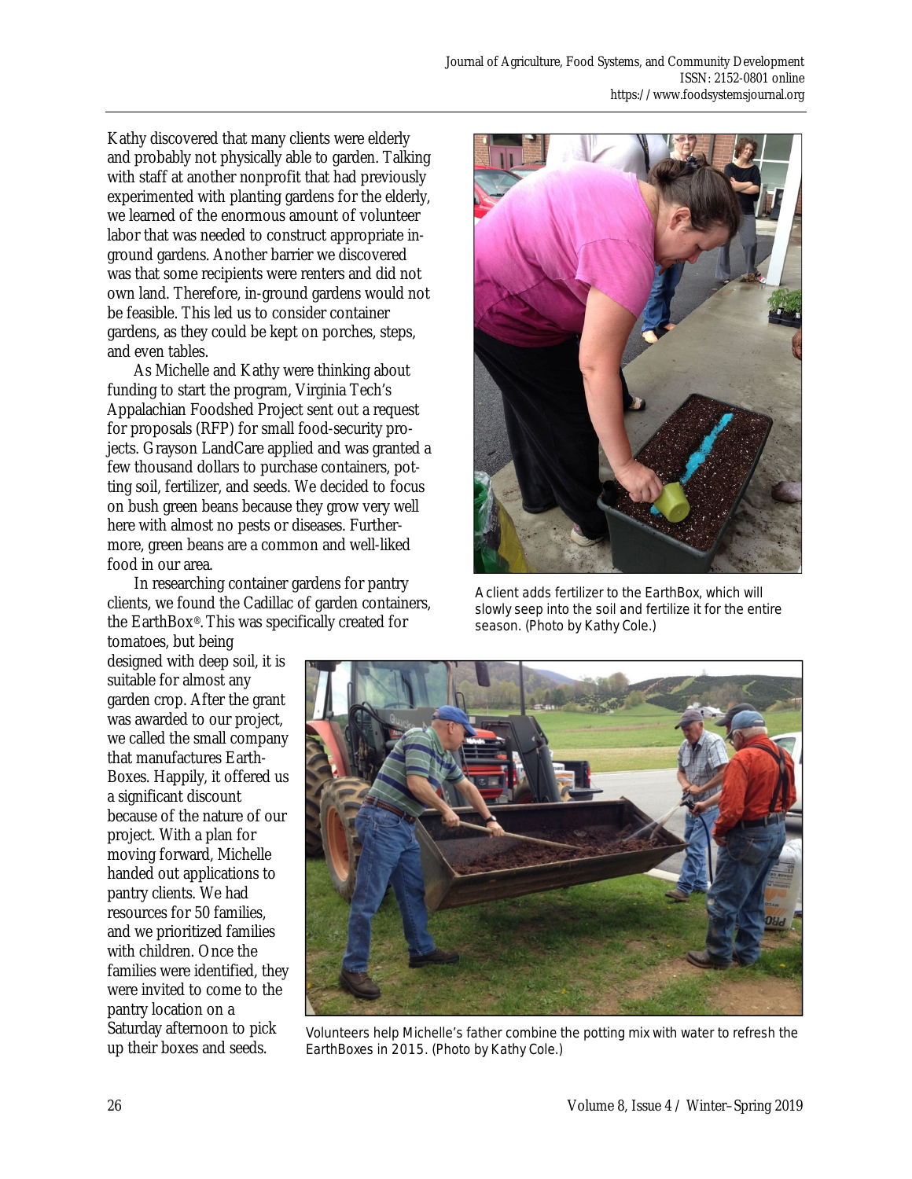Kathy discovered that many clients were elderly and probably not physically able to garden. Talking with staff at another nonprofit that had previously experimented with planting gardens for the elderly, we learned of the enormous amount of volunteer labor that was needed to construct appropriate in-ground gardens. Another barrier we discovered was that some recipients were renters and did not own land. Therefore, in-ground gardens would not be feasible. This led us to consider container gardens, as they could be kept on porches, steps, and even tables.

As Michelle and Kathy were thinking about funding to start the program, Virginia Tech's Appalachian Foodshed Project sent out a request for proposals (RFP) for small food-security projects. Grayson LandCare applied and was granted a few thousand dollars to purchase containers, potting soil, fertilizer, and seeds. We decided to focus on bush green beans because they grow very well here with almost no pests or diseases. Furthermore, green beans are a common and well-liked food in our area.

In researching container gardens for pantry clients, we found the Cadillac of garden containers, the EarthBox®. This was specifically created for tomatoes, but being designed with deep soil, it is suitable for almost any garden crop. After the grant was awarded to our project, we called the small company that manufactures EarthBoxes. Happily, it offered us a significant discount because of the nature of our project. With a plan for moving forward, Michelle handed out applications to pantry clients. We had resources for 50 families, and we prioritized families with children. Once the families were identified, they were invited to come to the pantry location on a Saturday afternoon to pick up their boxes and seeds.

A client adds fertilizer to the EarthBox, which will slowly seep into the soil and fertilize it for the entire season. (Photo by Kathy Cole.)

Volunteers help Michelle's father combine the potting mix with water to refresh the EarthBoxes in 2015. (Photo by Kathy Cole.)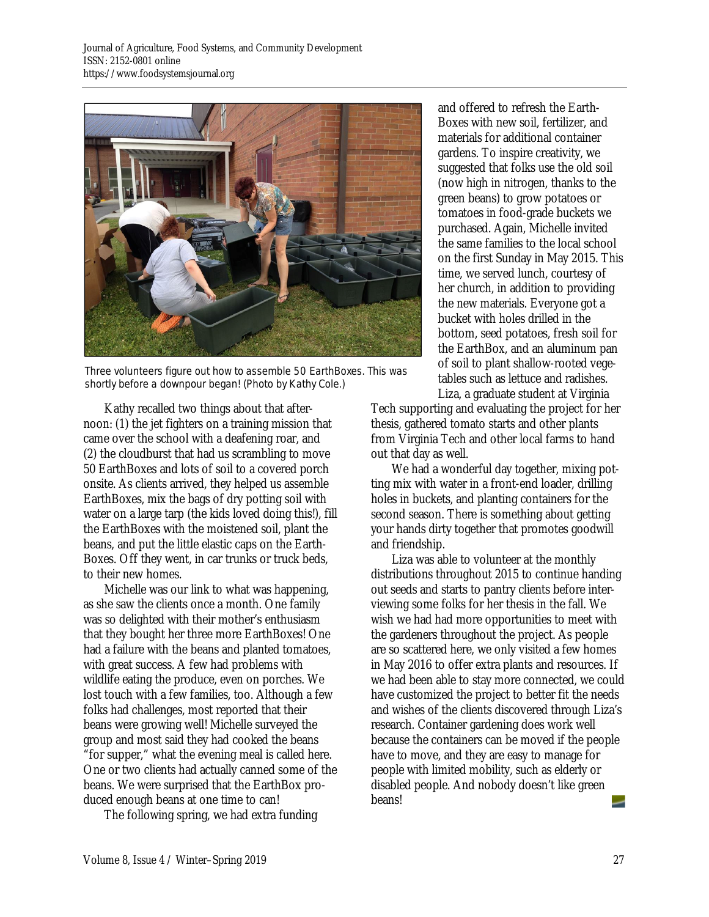Three volunteers figure out how to assemble 50 EarthBoxes. This was shortly before a downpour began! (Photo by Kathy Cole.)

Kathy recalled two things about that afternoon: (1) the jet fighters on a training mission that came over the school with a deafening roar, and (2) the cloudburst that had us scrambling to move 50 EarthBoxes and lots of soil to a covered porch onsite. As clients arrived, they helped us assemble EarthBoxes, mix the bags of dry potting soil with water on a large tarp (the kids loved doing this!), fill the EarthBoxes with the moistened soil, plant the beans, and put the little elastic caps on the EarthBoxes. Off they went, in car trunks or truck beds, to their new homes.

Michelle was our link to what was happening, as she saw the clients once a month. One family was so delighted with their mother's enthusiasm that they bought her three more EarthBoxes! One had a failure with the beans and planted tomatoes, with great success. A few had problems with wildlife eating the produce, even on porches. We lost touch with a few families, too. Although a few folks had challenges, most reported that their beans were growing well! Michelle surveyed the group and most said they had cooked the beans "for supper," what the evening meal is called here. One or two clients had actually canned some of the beans. We were surprised that the EarthBox produced enough beans at one time to can!

The following spring, we had extra funding and offered to refresh the EarthBoxes with new soil, fertilizer, and materials for additional container gardens. To inspire creativity, we suggested that folks use the old soil (now high in nitrogen, thanks to the green beans) to grow potatoes or tomatoes in food-grade buckets we purchased. Again, Michelle invited the same families to the local school on the first Sunday in May 2015. This time, we served lunch, courtesy of her church, in addition to providing the new materials. Everyone got a bucket with holes drilled in the bottom, seed potatoes, fresh soil for the EarthBox, and an aluminum pan of soil to plant shallow-rooted vegetables such as lettuce and radishes. Liza, a graduate student at Virginia Tech supporting and evaluating the project for her thesis, gathered tomato starts and other plants from Virginia Tech and other local farms to hand out that day as well.

We had a wonderful day together, mixing potting mix with water in a front-end loader, drilling holes in buckets, and planting containers for the second season. There is something about getting your hands dirty together that promotes goodwill and friendship.

Liza was able to volunteer at the monthly distributions throughout 2015 to continue handing out seeds and starts to pantry clients before interviewing some folks for her thesis in the fall. We wish we had had more opportunities to meet with the gardeners throughout the project. As people are so scattered here, we only visited a few homes in May 2016 to offer extra plants and resources. If we had been able to stay more connected, we could have customized the project to better fit the needs and wishes of the clients discovered through Liza's research. Container gardening does work well because the containers can be moved if the people have to move, and they are easy to manage for people with limited mobility, such as elderly or disabled people. And nobody doesn't like green beans!